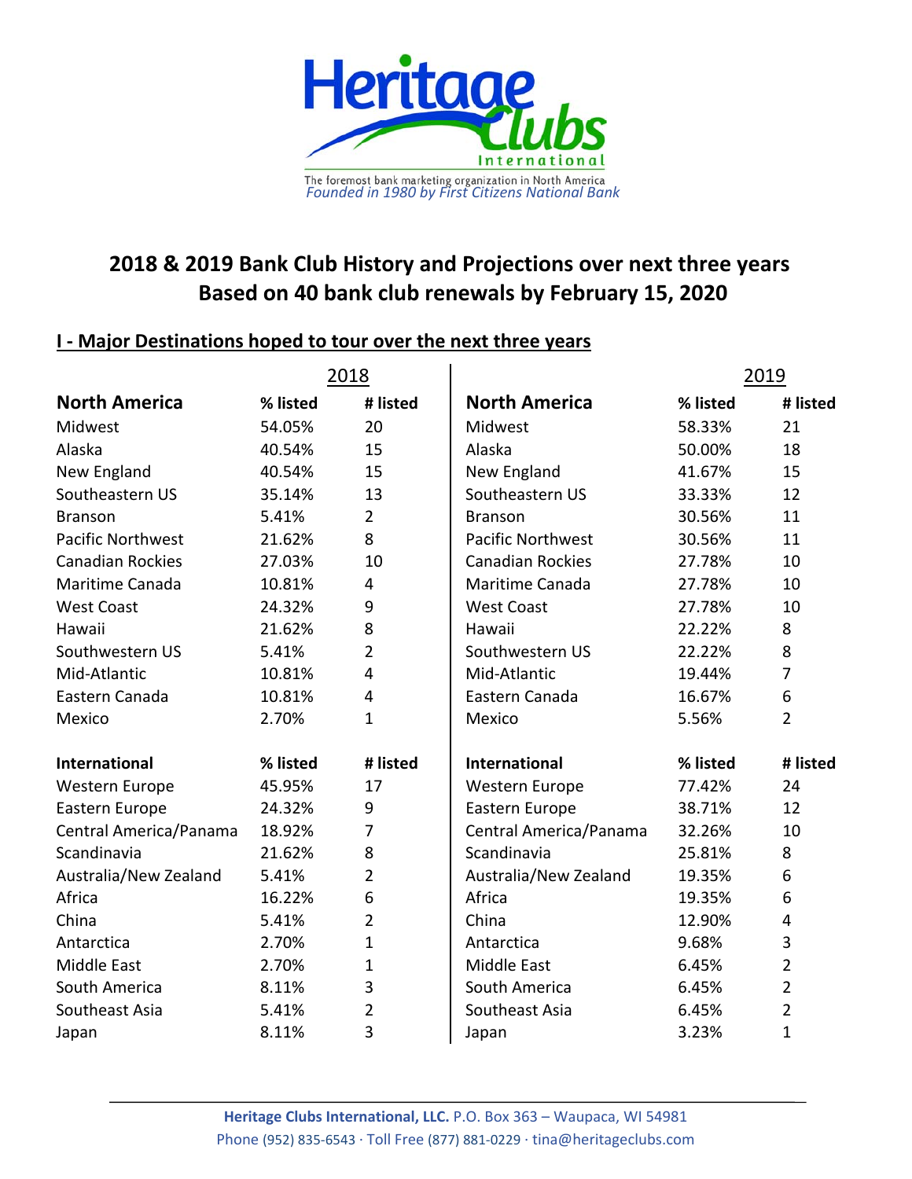Heritage Clubs International

The foremost bank marketing organization in North America
*Founded in 1980 by First Citizens National Bank*

# 2018 & 2019 Bank Club History and Projections over next three years
# Based on 40 bank club renewals by February 15, 2020

## I - Major Destinations hoped to tour over the next three years

| 2018 | | | 2019 | | |
|---|---|---|---|---|---|
| **North America** | **% listed** | **# listed** | **North America** | **% listed** | **# listed** |
| Midwest | 54.05% | 20 | Midwest | 58.33% | 21 |
| Alaska | 40.54% | 15 | Alaska | 50.00% | 18 |
| New England | 40.54% | 15 | New England | 41.67% | 15 |
| Southeastern US | 35.14% | 13 | Southeastern US | 33.33% | 12 |
| Branson | 5.41% | 2 | Branson | 30.56% | 11 |
| Pacific Northwest | 21.62% | 8 | Pacific Northwest | 30.56% | 11 |
| Canadian Rockies | 27.03% | 10 | Canadian Rockies | 27.78% | 10 |
| Maritime Canada | 10.81% | 4 | Maritime Canada | 27.78% | 10 |
| West Coast | 24.32% | 9 | West Coast | 27.78% | 10 |
| Hawaii | 21.62% | 8 | Hawaii | 22.22% | 8 |
| Southwestern US | 5.41% | 2 | Southwestern US | 22.22% | 8 |
| Mid-Atlantic | 10.81% | 4 | Mid-Atlantic | 19.44% | 7 |
| Eastern Canada | 10.81% | 4 | Eastern Canada | 16.67% | 6 |
| Mexico | 2.70% | 1 | Mexico | 5.56% | 2 |
| **International** | **% listed** | **# listed** | **International** | **% listed** | **# listed** |
| Western Europe | 45.95% | 17 | Western Europe | 77.42% | 24 |
| Eastern Europe | 24.32% | 9 | Eastern Europe | 38.71% | 12 |
| Central America/Panama | 18.92% | 7 | Central America/Panama | 32.26% | 10 |
| Scandinavia | 21.62% | 8 | Scandinavia | 25.81% | 8 |
| Australia/New Zealand | 5.41% | 2 | Australia/New Zealand | 19.35% | 6 |
| Africa | 16.22% | 6 | Africa | 19.35% | 6 |
| China | 5.41% | 2 | China | 12.90% | 4 |
| Antarctica | 2.70% | 1 | Antarctica | 9.68% | 3 |
| Middle East | 2.70% | 1 | Middle East | 6.45% | 2 |
| South America | 8.11% | 3 | South America | 6.45% | 2 |
| Southeast Asia | 5.41% | 2 | Southeast Asia | 6.45% | 2 |
| Japan | 8.11% | 3 | Japan | 3.23% | 1 |

**Heritage Clubs International, LLC.** P.O. Box 363 – Waupaca, WI 54981
Phone (952) 835-6543 · Toll Free (877) 881-0229 · tina@heritageclubs.com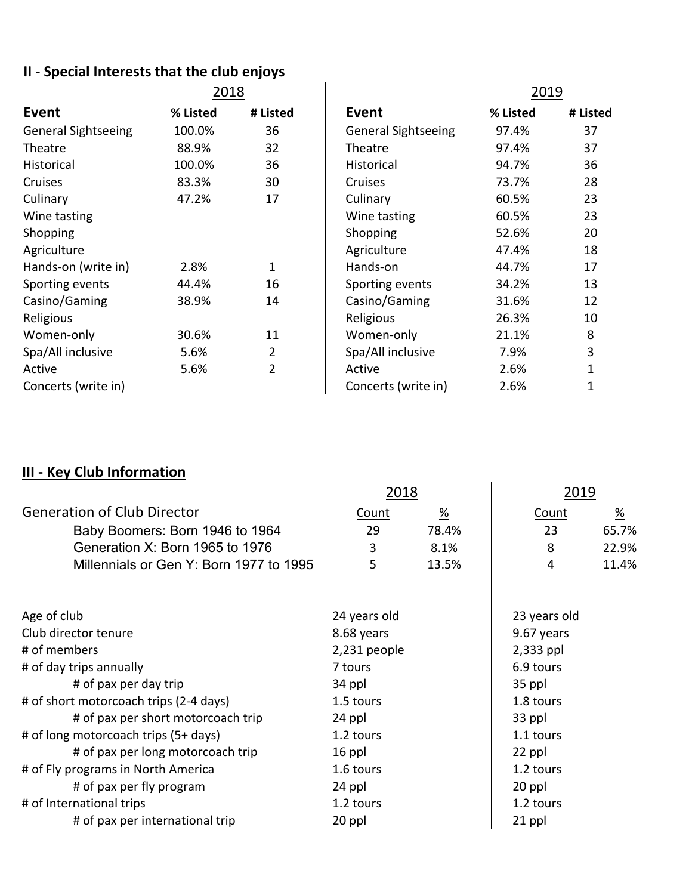## II - Special Interests that the club enjoys

| | 2018 | | | 2019 | |
|---|---|---|---|---|---|
| **Event** | **% Listed** | **# Listed** | **Event** | **% Listed** | **# Listed** |
| General Sightseeing | 100.0% | 36 | General Sightseeing | 97.4% | 37 |
| Theatre | 88.9% | 32 | Theatre | 97.4% | 37 |
| Historical | 100.0% | 36 | Historical | 94.7% | 36 |
| Cruises | 83.3% | 30 | Cruises | 73.7% | 28 |
| Culinary | 47.2% | 17 | Culinary | 60.5% | 23 |
| Wine tasting | | | Wine tasting | 60.5% | 23 |
| Shopping | | | Shopping | 52.6% | 20 |
| Agriculture | | | Agriculture | 47.4% | 18 |
| Hands-on (write in) | 2.8% | 1 | Hands-on | 44.7% | 17 |
| Sporting events | 44.4% | 16 | Sporting events | 34.2% | 13 |
| Casino/Gaming | 38.9% | 14 | Casino/Gaming | 31.6% | 12 |
| Religious | | | Religious | 26.3% | 10 |
| Women-only | 30.6% | 11 | Women-only | 21.1% | 8 |
| Spa/All inclusive | 5.6% | 2 | Spa/All inclusive | 7.9% | 3 |
| Active | 5.6% | 2 | Active | 2.6% | 1 |
| Concerts (write in) | | | Concerts (write in) | 2.6% | 1 |

## III - Key Club Information

| | 2018 | | 2019 | |
|---|---|---|---|---|
| Generation of Club Director | Count | % | Count | % |
| Baby Boomers: Born 1946 to 1964 | 29 | 78.4% | 23 | 65.7% |
| Generation X: Born 1965 to 1976 | 3 | 8.1% | 8 | 22.9% |
| Millennials or Gen Y: Born 1977 to 1995 | 5 | 13.5% | 4 | 11.4% |

| | 2018 | 2019 |
|---|---|---|
| Age of club | 24 years old | 23 years old |
| Club director tenure | 8.68 years | 9.67 years |
| # of members | 2,231 people | 2,333 ppl |
| # of day trips annually | 7 tours | 6.9 tours |
| # of pax per day trip | 34 ppl | 35 ppl |
| # of short motorcoach trips (2-4 days) | 1.5 tours | 1.8 tours |
| # of pax per short motorcoach trip | 24 ppl | 33 ppl |
| # of long motorcoach trips (5+ days) | 1.2 tours | 1.1 tours |
| # of pax per long motorcoach trip | 16 ppl | 22 ppl |
| # of Fly programs in North America | 1.6 tours | 1.2 tours |
| # of pax per fly program | 24 ppl | 20 ppl |
| # of International trips | 1.2 tours | 1.2 tours |
| # of pax per international trip | 20 ppl | 21 ppl |